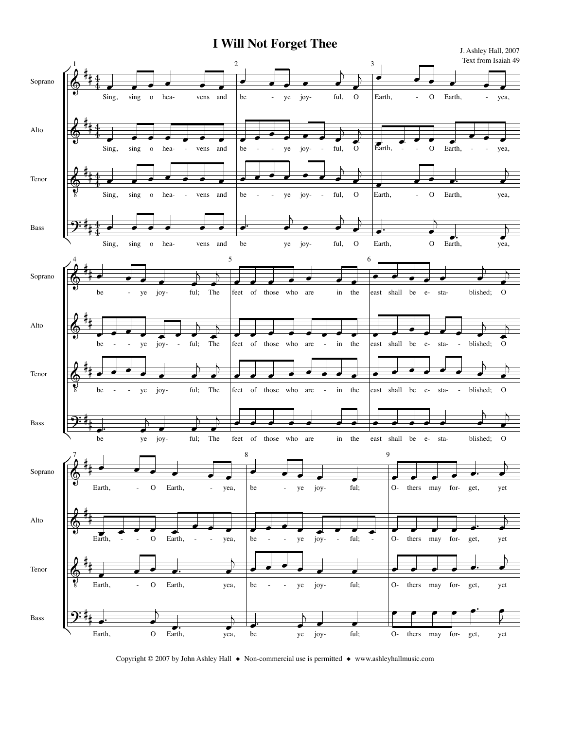# I Will Not Forget Thee

J. Ashley Hall, 2007
Text from Isaiah 49

Copyright © 2007 by John Ashley Hall ◆ Non-commercial use is permitted ◆ www.ashleyhallmusic.com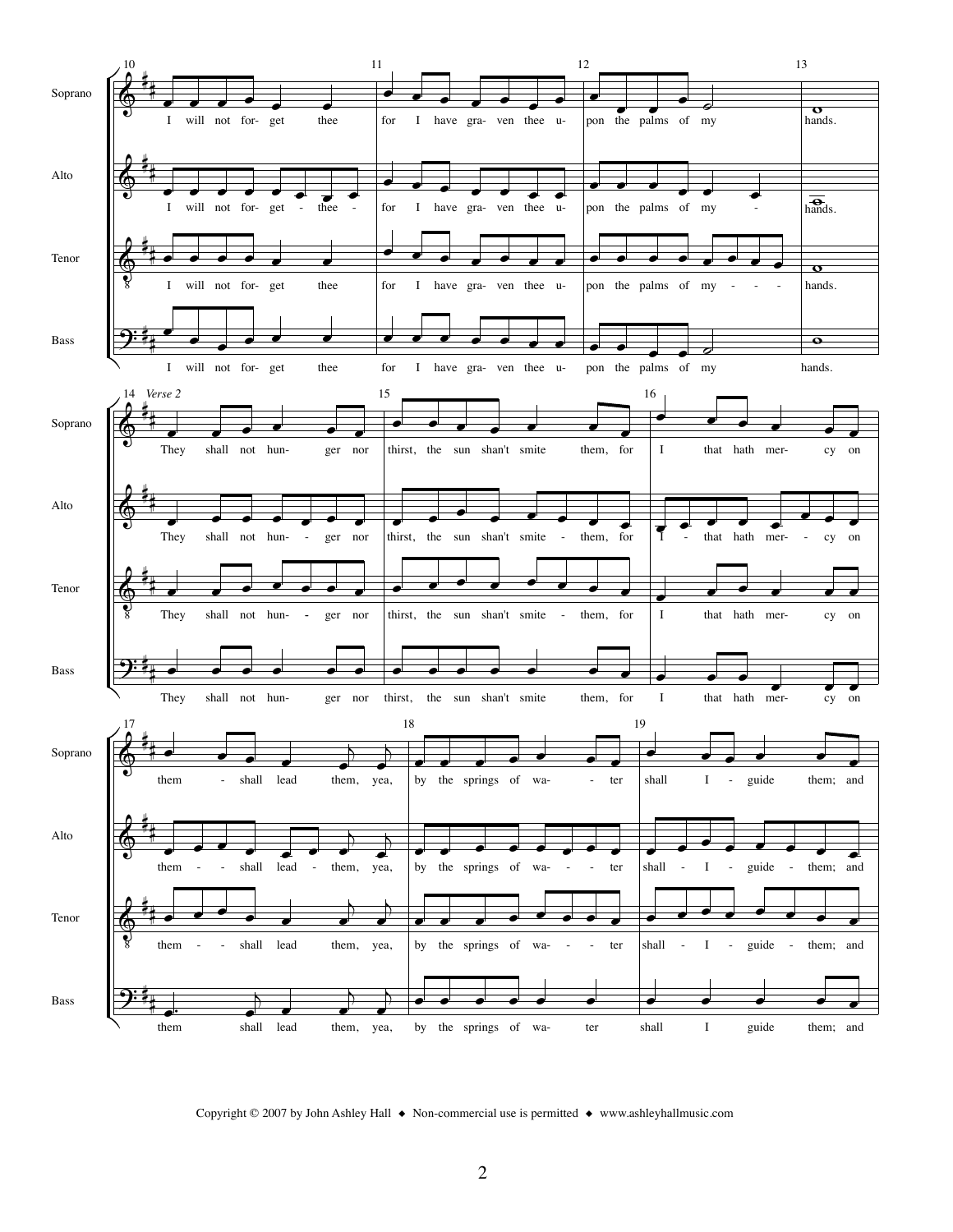I will not forget thee for I have graven thee upon the palms of my hands.

*Verse 2*

They shall not hunger nor thirst, the sun shan't smite them, for I that hath mercy on them shall lead them, yea, by the springs of water shall I guide them; and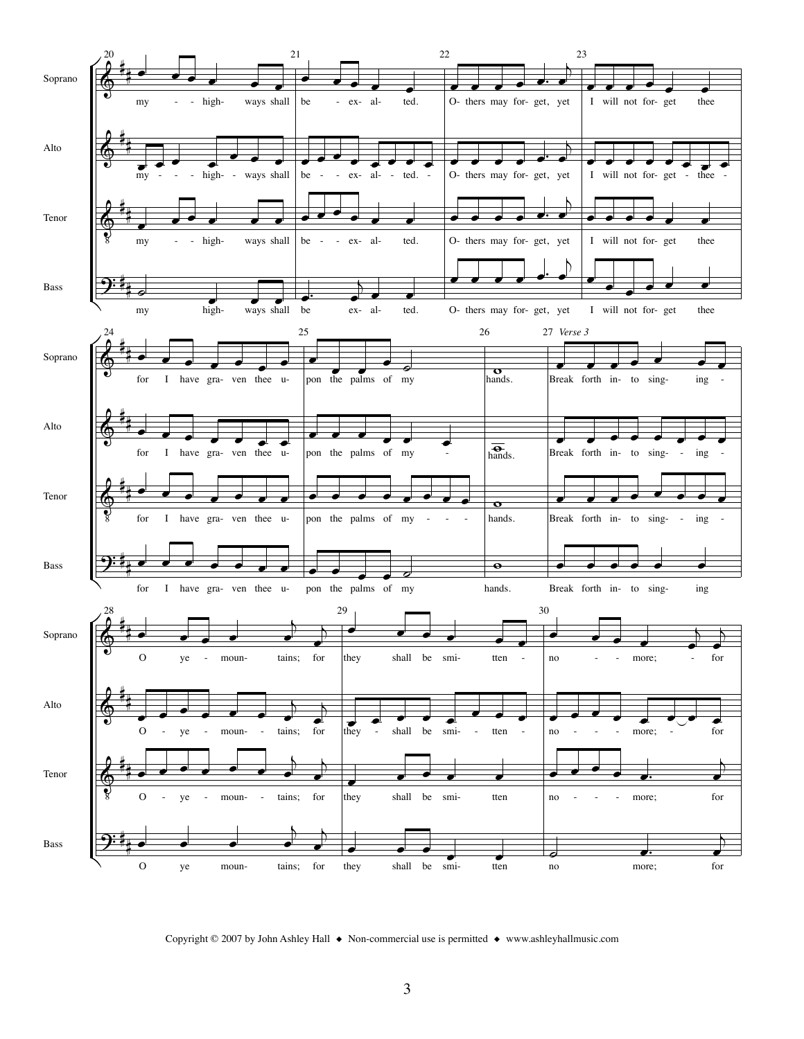Soprano

Alto

Tenor

Bass

20 my - - high- ways shall | 21 be - ex- al- ted. | 22 O- thers may for- get, yet | 23 I will not for- get thee

24 for I have gra- ven thee u- | 25 pon the palms of my | 26 hands. | 27 *Verse 3* Break forth in- to sing- ing -

28 O ye - moun- tains; for | 29 they shall be smi- tten - | 30 no - - more; - for

Copyright © 2007 by John Ashley Hall ◆ Non-commercial use is permitted ◆ www.ashleyhallmusic.com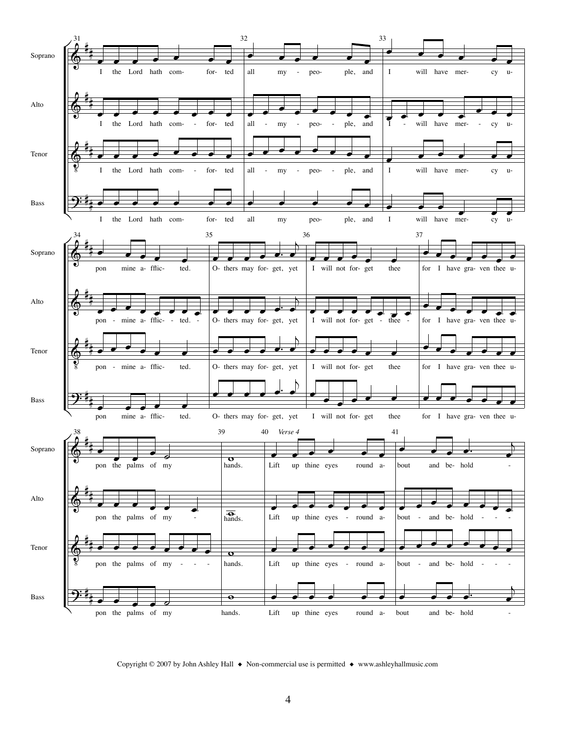Copyright © 2007 by John Ashley Hall ◆ Non-commercial use is permitted ◆ www.ashleyhallmusic.com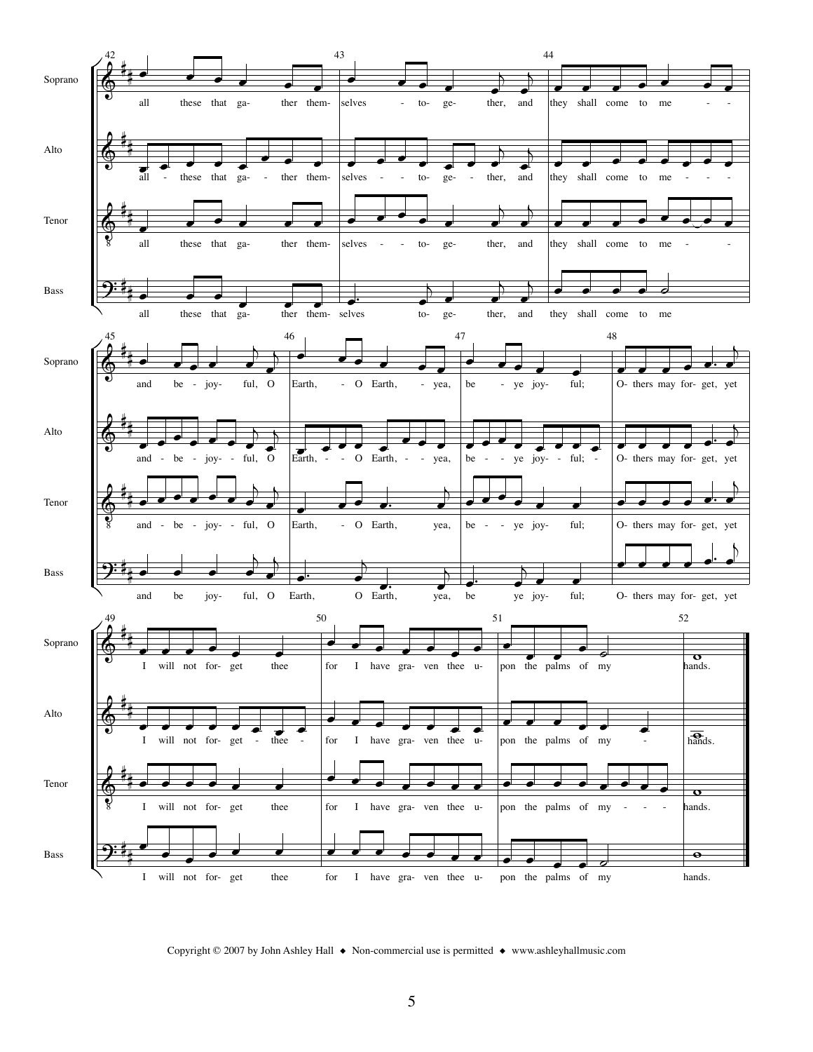Copyright © 2007 by John Ashley Hall ◆ Non-commercial use is permitted ◆ www.ashleyhallmusic.com